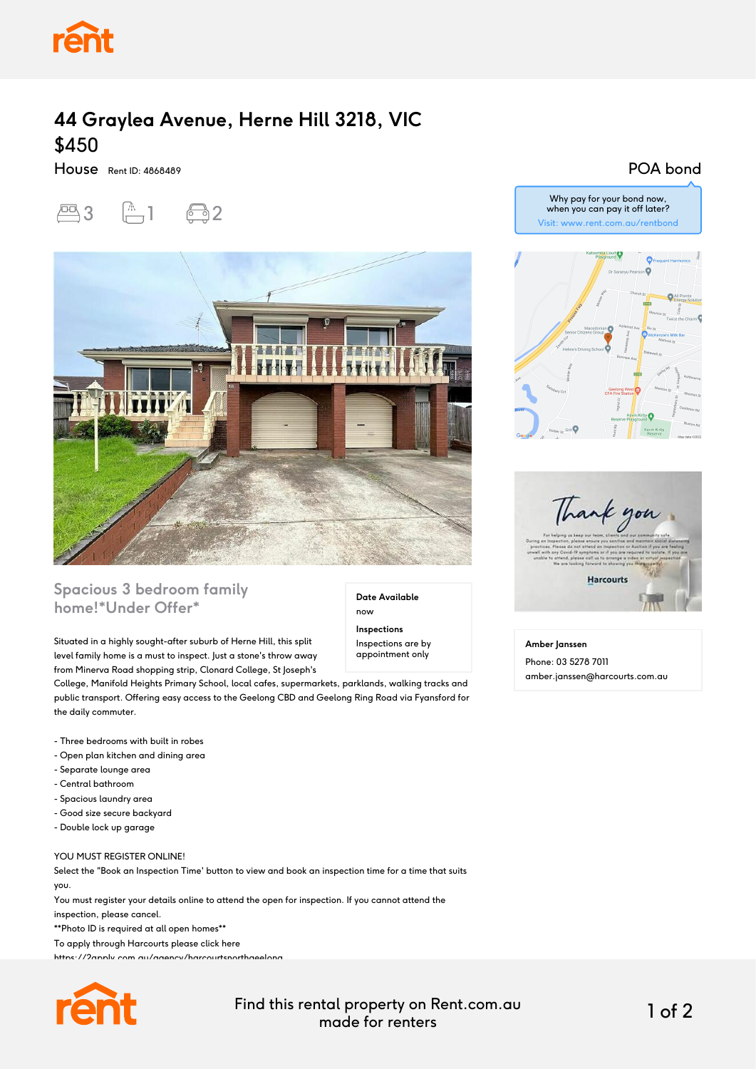# 44 Graylea Avenue, Herne Hill 3218, VIC

## $450

House Rent ID: 4868489

3 1 2

POA bond

Why pay for your bond now, when you can pay it off later?
Visit: www.rent.com.au/rentbond

## Spacious 3 bedroom family home!*Under Offer*

**Date Available**
now

**Inspections**
Inspections are by appointment only

Situated in a highly sought-after suburb of Herne Hill, this split level family home is a must to inspect. Just a stone's throw away from Minerva Road shopping strip, Clonard College, St Joseph's College, Manifold Heights Primary School, local cafes, supermarkets, parklands, walking tracks and public transport. Offering easy access to the Geelong CBD and Geelong Ring Road via Fyansford for the daily commuter.

- Three bedrooms with built in robes
- Open plan kitchen and dining area
- Separate lounge area
- Central bathroom
- Spacious laundry area
- Good size secure backyard
- Double lock up garage

YOU MUST REGISTER ONLINE!
Select the "Book an Inspection Time' button to view and book an inspection time for a time that suits you.
You must register your details online to attend the open for inspection. If you cannot attend the inspection, please cancel.
**Photo ID is required at all open homes**
To apply through Harcourts please click here
https://2apply.com.au/agency/harcourtsnorthgeelong

**Amber Janssen**
Phone: 03 5278 7011
amber.janssen@harcourts.com.au

Find this rental property on Rent.com.au made for renters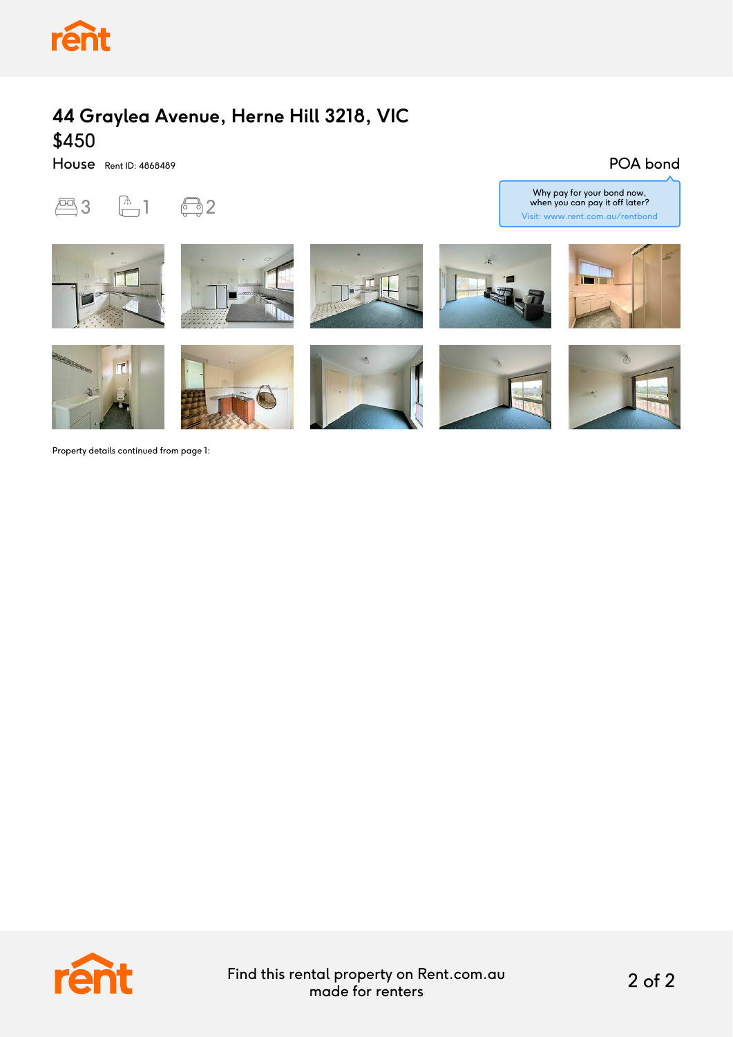# 44 Graylea Avenue, Herne Hill 3218, VIC

## $450

House Rent ID: 4868489

POA bond

Why pay for your bond now, when you can pay it off later?
Visit: www.rent.com.au/rentbond

3 1 2

Property details continued from page 1:

Find this rental property on Rent.com.au made for renters